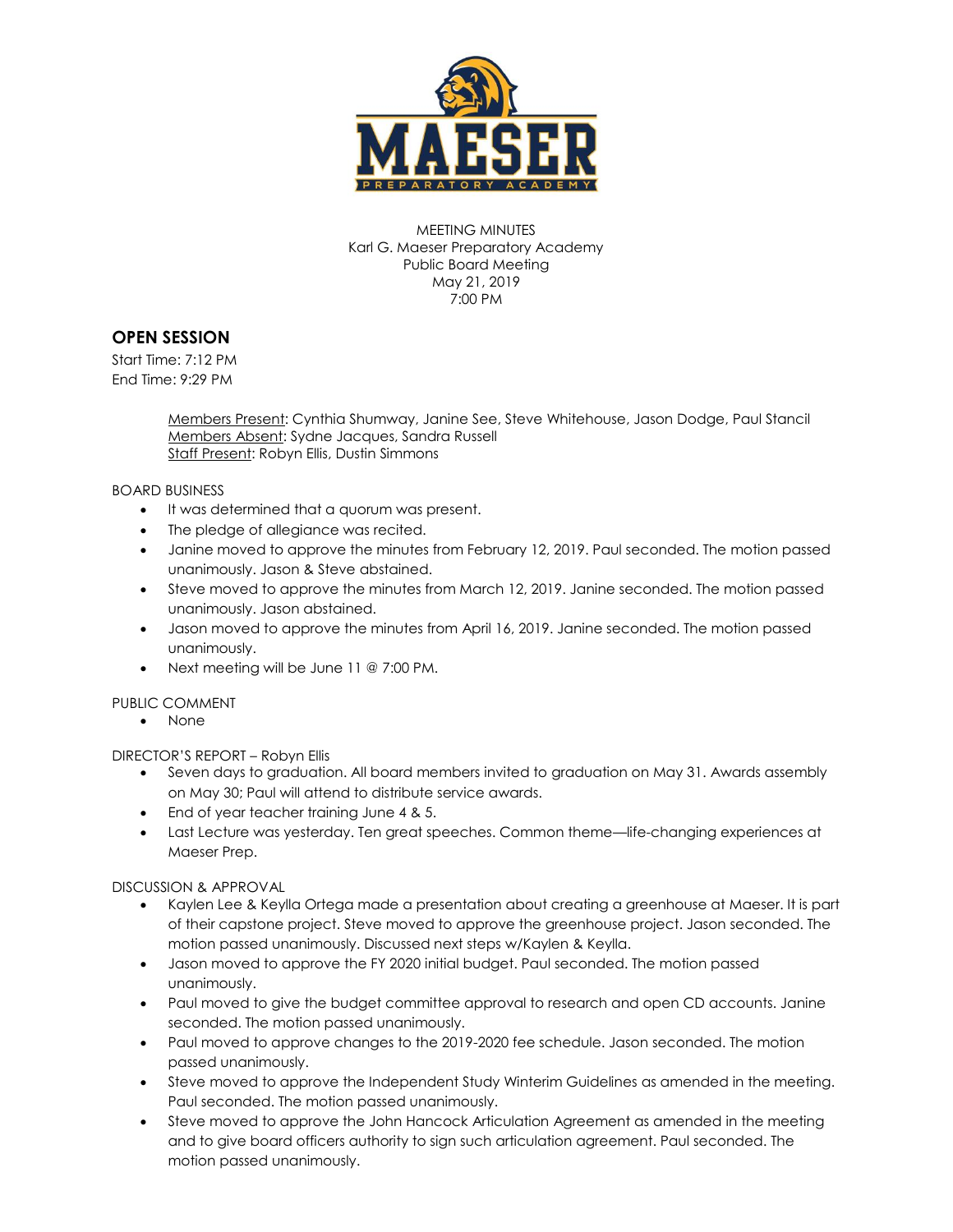MEETING MINUTES
Karl G. Maeser Preparatory Academy
Public Board Meeting
May 21, 2019
7:00 PM

## OPEN SESSION

Start Time: 7:12 PM
End Time: 9:29 PM

Members Present: Cynthia Shumway, Janine See, Steve Whitehouse, Jason Dodge, Paul Stancil
Members Absent: Sydne Jacques, Sandra Russell
Staff Present: Robyn Ellis, Dustin Simmons

BOARD BUSINESS

- It was determined that a quorum was present.
- The pledge of allegiance was recited.
- Janine moved to approve the minutes from February 12, 2019. Paul seconded. The motion passed unanimously. Jason & Steve abstained.
- Steve moved to approve the minutes from March 12, 2019. Janine seconded. The motion passed unanimously. Jason abstained.
- Jason moved to approve the minutes from April 16, 2019. Janine seconded. The motion passed unanimously.
- Next meeting will be June 11 @ 7:00 PM.

PUBLIC COMMENT

- None

DIRECTOR'S REPORT – Robyn Ellis

- Seven days to graduation. All board members invited to graduation on May 31. Awards assembly on May 30; Paul will attend to distribute service awards.
- End of year teacher training June 4 & 5.
- Last Lecture was yesterday. Ten great speeches. Common theme—life-changing experiences at Maeser Prep.

DISCUSSION & APPROVAL

- Kaylen Lee & Keylla Ortega made a presentation about creating a greenhouse at Maeser. It is part of their capstone project. Steve moved to approve the greenhouse project. Jason seconded. The motion passed unanimously. Discussed next steps w/Kaylen & Keylla.
- Jason moved to approve the FY 2020 initial budget. Paul seconded. The motion passed unanimously.
- Paul moved to give the budget committee approval to research and open CD accounts. Janine seconded. The motion passed unanimously.
- Paul moved to approve changes to the 2019-2020 fee schedule. Jason seconded. The motion passed unanimously.
- Steve moved to approve the Independent Study Winterim Guidelines as amended in the meeting. Paul seconded. The motion passed unanimously.
- Steve moved to approve the John Hancock Articulation Agreement as amended in the meeting and to give board officers authority to sign such articulation agreement. Paul seconded. The motion passed unanimously.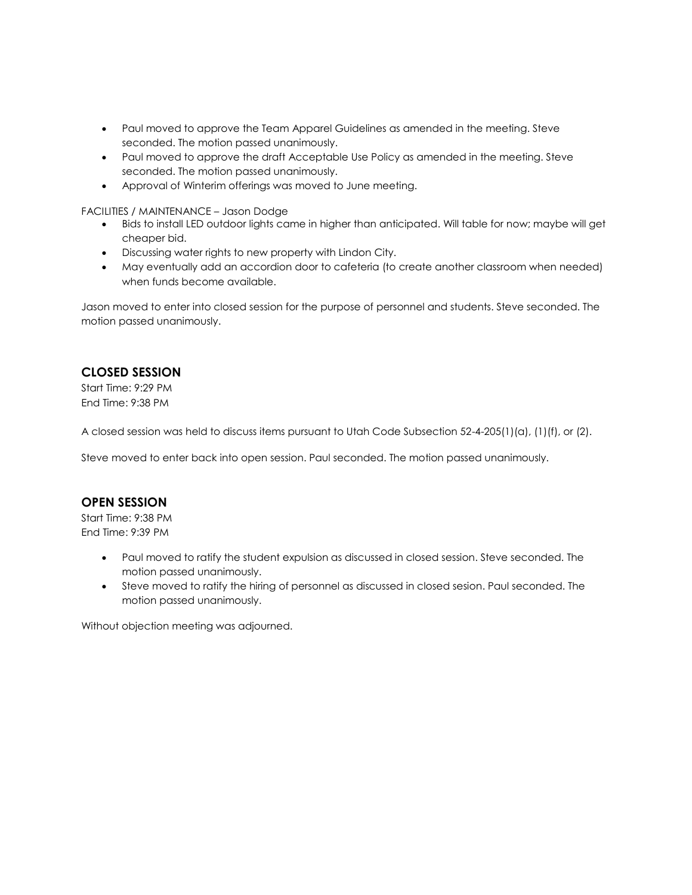- Paul moved to approve the Team Apparel Guidelines as amended in the meeting. Steve seconded. The motion passed unanimously.
- Paul moved to approve the draft Acceptable Use Policy as amended in the meeting. Steve seconded. The motion passed unanimously.
- Approval of Winterim offerings was moved to June meeting.

FACILITIES / MAINTENANCE – Jason Dodge

- Bids to install LED outdoor lights came in higher than anticipated. Will table for now; maybe will get cheaper bid.
- Discussing water rights to new property with Lindon City.
- May eventually add an accordion door to cafeteria (to create another classroom when needed) when funds become available.

Jason moved to enter into closed session for the purpose of personnel and students. Steve seconded. The motion passed unanimously.

## CLOSED SESSION

Start Time: 9:29 PM
End Time: 9:38 PM

A closed session was held to discuss items pursuant to Utah Code Subsection 52-4-205(1)(a), (1)(f), or (2).

Steve moved to enter back into open session. Paul seconded. The motion passed unanimously.

## OPEN SESSION

Start Time: 9:38 PM
End Time: 9:39 PM

- Paul moved to ratify the student expulsion as discussed in closed session. Steve seconded. The motion passed unanimously.
- Steve moved to ratify the hiring of personnel as discussed in closed sesion. Paul seconded. The motion passed unanimously.

Without objection meeting was adjourned.